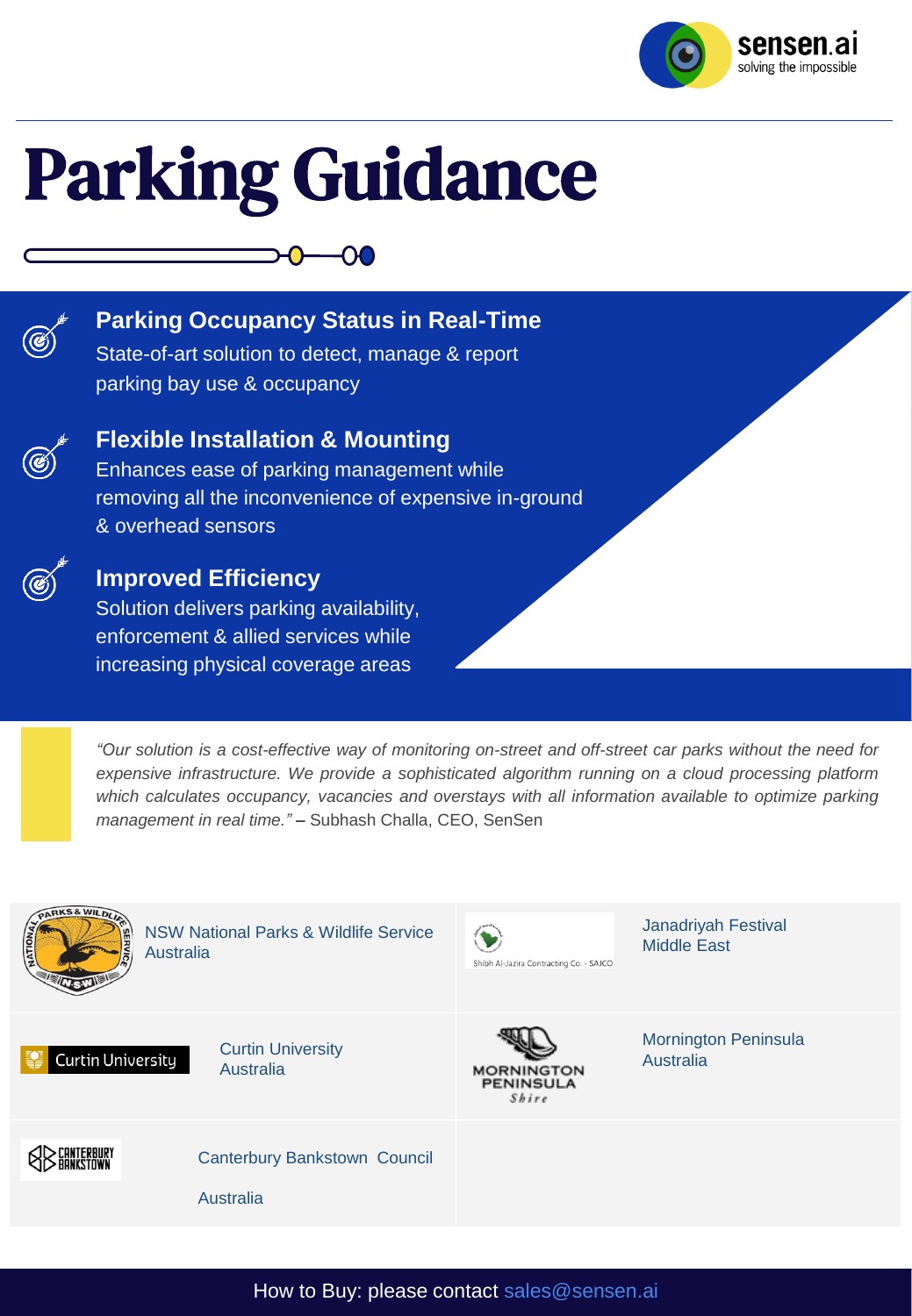# Parking Guidance

### Parking Occupancy Status in Real-Time

State-of-art solution to detect, manage & report parking bay use & occupancy

### Flexible Installation & Mounting

Enhances ease of parking management while removing all the inconvenience of expensive in-ground & overhead sensors

### Improved Efficiency

Solution delivers parking availability, enforcement & allied services while increasing physical coverage areas

*"Our solution is a cost-effective way of monitoring on-street and off-street car parks without the need for expensive infrastructure. We provide a sophisticated algorithm running on a cloud processing platform which calculates occupancy, vacancies and overstays with all information available to optimize parking management in real time."* – Subhash Challa, CEO, SenSen

| | | | |
|---|---|---|---|
| NATIONAL PARKS & WILDLIFE SERVICE NSW | NSW National Parks & Wildlife Service Australia | Shibh Al-Jazira Contracting Co. - SAJCO | Janadriyah Festival Middle East |
| Curtin University | Curtin University Australia | MORNINGTON PENINSULA Shire | Mornington Peninsula Australia |
| CANTERBURY BANKSTOWN | Canterbury Bankstown Council Australia | | |

How to Buy: please contact sales@sensen.ai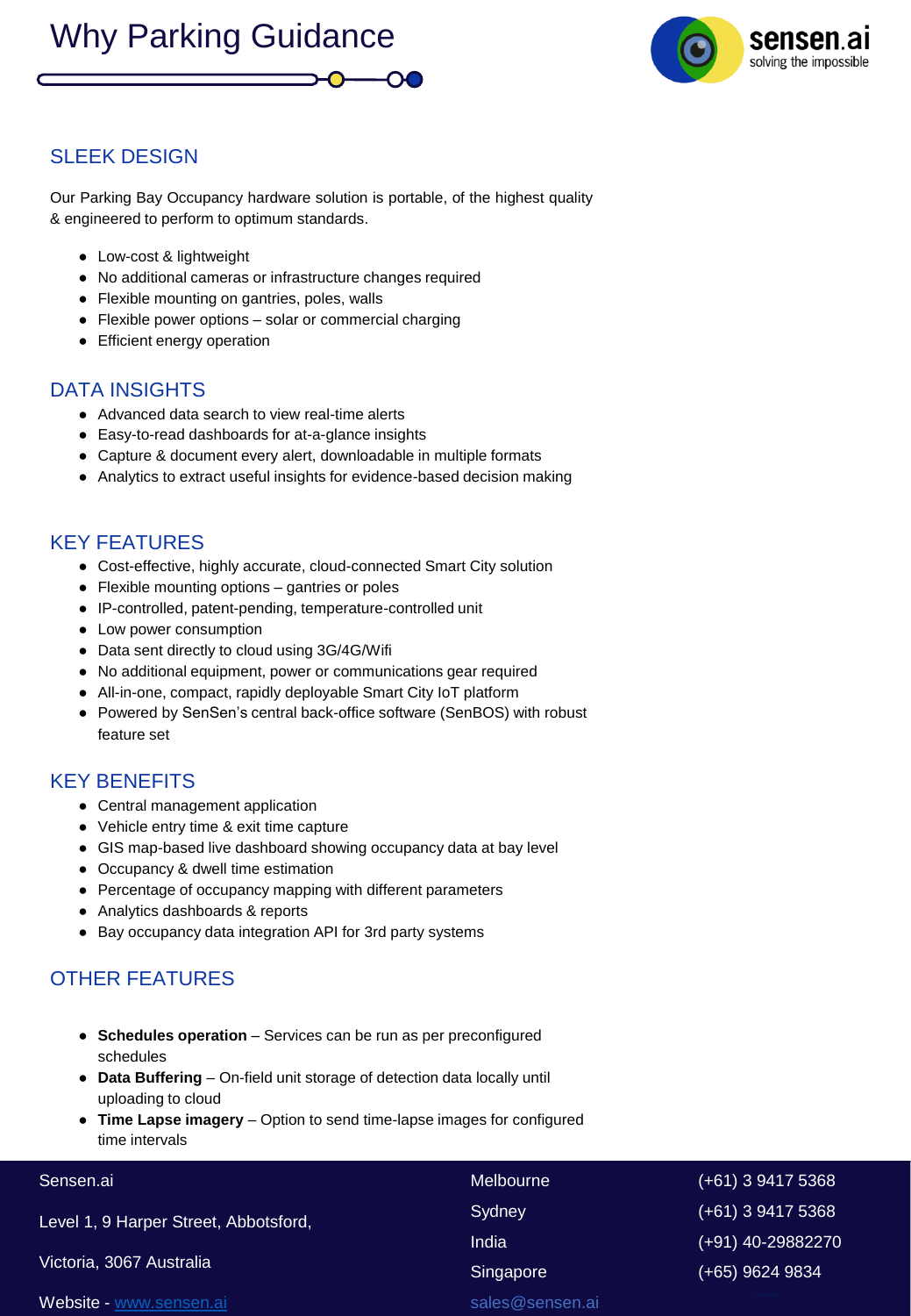# Why Parking Guidance

## SLEEK DESIGN

Our Parking Bay Occupancy hardware solution is portable, of the highest quality & engineered to perform to optimum standards.

- Low-cost & lightweight
- No additional cameras or infrastructure changes required
- Flexible mounting on gantries, poles, walls
- Flexible power options – solar or commercial charging
- Efficient energy operation

## DATA INSIGHTS

- Advanced data search to view real-time alerts
- Easy-to-read dashboards for at-a-glance insights
- Capture & document every alert, downloadable in multiple formats
- Analytics to extract useful insights for evidence-based decision making

## KEY FEATURES

- Cost-effective, highly accurate, cloud-connected Smart City solution
- Flexible mounting options – gantries or poles
- IP-controlled, patent-pending, temperature-controlled unit
- Low power consumption
- Data sent directly to cloud using 3G/4G/Wifi
- No additional equipment, power or communications gear required
- All-in-one, compact, rapidly deployable Smart City IoT platform
- Powered by SenSen's central back-office software (SenBOS) with robust feature set

## KEY BENEFITS

- Central management application
- Vehicle entry time & exit time capture
- GIS map-based live dashboard showing occupancy data at bay level
- Occupancy & dwell time estimation
- Percentage of occupancy mapping with different parameters
- Analytics dashboards & reports
- Bay occupancy data integration API for 3rd party systems

## OTHER FEATURES

- **Schedules operation** – Services can be run as per preconfigured schedules
- **Data Buffering** – On-field unit storage of detection data locally until uploading to cloud
- **Time Lapse imagery** – Option to send time-lapse images for configured time intervals

Sensen.ai

Level 1, 9 Harper Street, Abbotsford,

Victoria, 3067 Australia

Website - www.sensen.ai

| | |
|---|---|
| Melbourne | (+61) 3 9417 5368 |
| Sydney | (+61) 3 9417 5368 |
| India | (+91) 40-29882270 |
| Singapore | (+65) 9624 9834 |

sales@sensen.ai